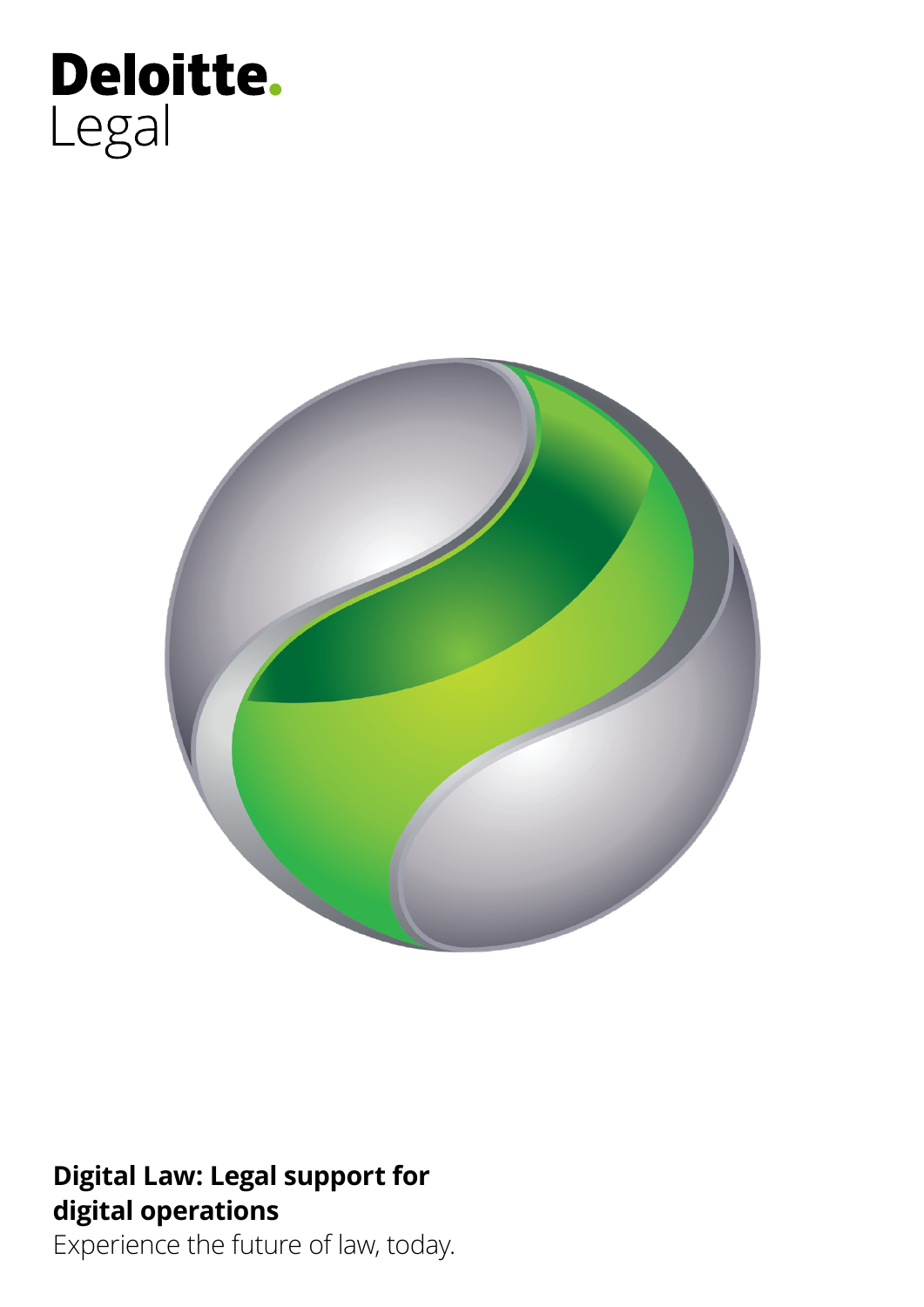Deloitte.
Legal

# Digital Law: Legal support for digital operations

Experience the future of law, today.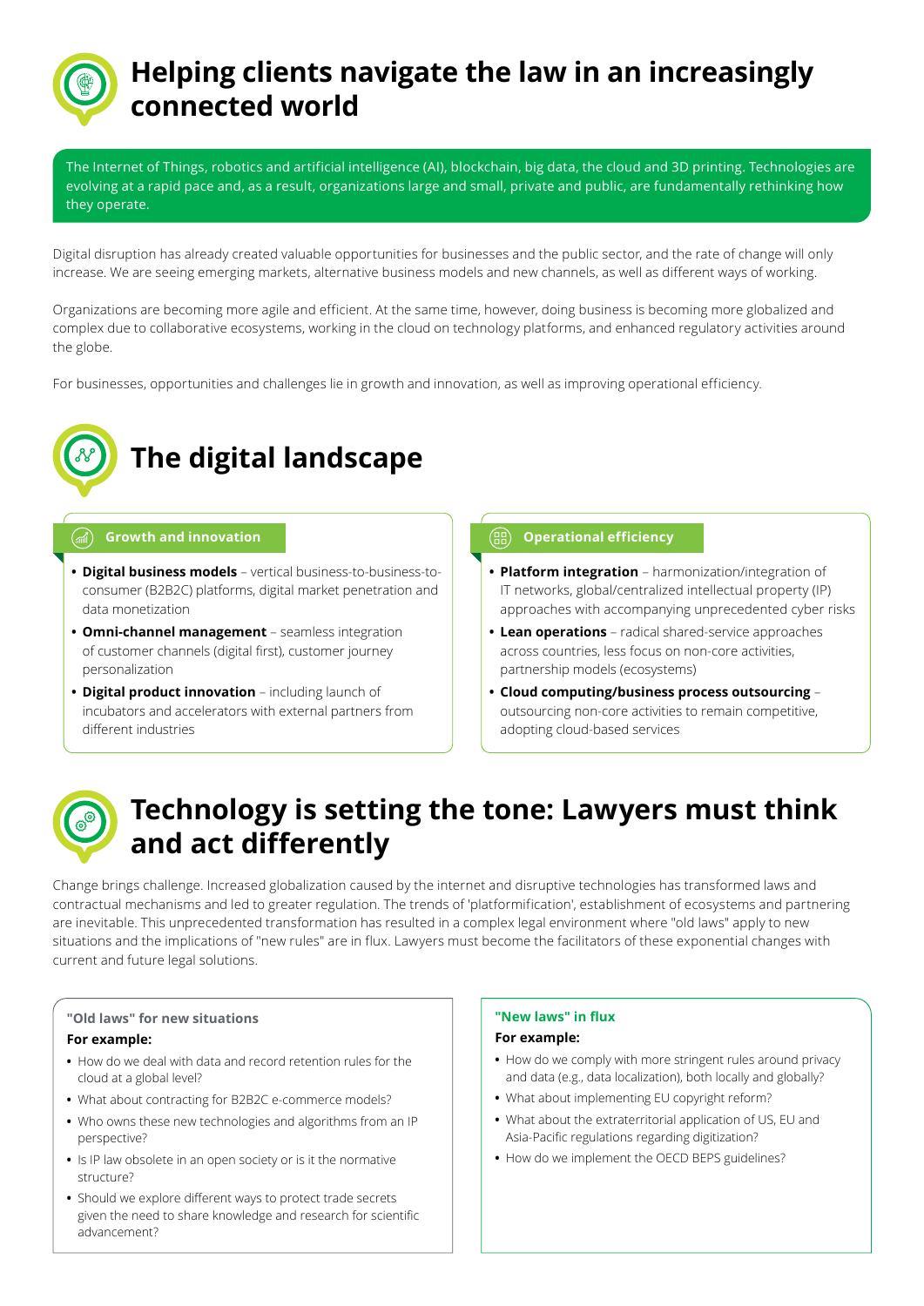# Helping clients navigate the law in an increasingly connected world

The Internet of Things, robotics and artificial intelligence (AI), blockchain, big data, the cloud and 3D printing. Technologies are evolving at a rapid pace and, as a result, organizations large and small, private and public, are fundamentally rethinking how they operate.

Digital disruption has already created valuable opportunities for businesses and the public sector, and the rate of change will only increase. We are seeing emerging markets, alternative business models and new channels, as well as different ways of working.

Organizations are becoming more agile and efficient. At the same time, however, doing business is becoming more globalized and complex due to collaborative ecosystems, working in the cloud on technology platforms, and enhanced regulatory activities around the globe.

For businesses, opportunities and challenges lie in growth and innovation, as well as improving operational efficiency.

# The digital landscape

### Growth and innovation

- **Digital business models** – vertical business-to-business-to-consumer (B2B2C) platforms, digital market penetration and data monetization
- **Omni-channel management** – seamless integration of customer channels (digital first), customer journey personalization
- **Digital product innovation** – including launch of incubators and accelerators with external partners from different industries

### Operational efficiency

- **Platform integration** – harmonization/integration of IT networks, global/centralized intellectual property (IP) approaches with accompanying unprecedented cyber risks
- **Lean operations** – radical shared-service approaches across countries, less focus on non-core activities, partnership models (ecosystems)
- **Cloud computing/business process outsourcing** – outsourcing non-core activities to remain competitive, adopting cloud-based services

# Technology is setting the tone: Lawyers must think and act differently

Change brings challenge. Increased globalization caused by the internet and disruptive technologies has transformed laws and contractual mechanisms and led to greater regulation. The trends of 'platformification', establishment of ecosystems and partnering are inevitable. This unprecedented transformation has resulted in a complex legal environment where "old laws" apply to new situations and the implications of "new rules" are in flux. Lawyers must become the facilitators of these exponential changes with current and future legal solutions.

### "Old laws" for new situations

**For example:**

- How do we deal with data and record retention rules for the cloud at a global level?
- What about contracting for B2B2C e-commerce models?
- Who owns these new technologies and algorithms from an IP perspective?
- Is IP law obsolete in an open society or is it the normative structure?
- Should we explore different ways to protect trade secrets given the need to share knowledge and research for scientific advancement?

### "New laws" in flux

**For example:**

- How do we comply with more stringent rules around privacy and data (e.g., data localization), both locally and globally?
- What about implementing EU copyright reform?
- What about the extraterritorial application of US, EU and Asia-Pacific regulations regarding digitization?
- How do we implement the OECD BEPS guidelines?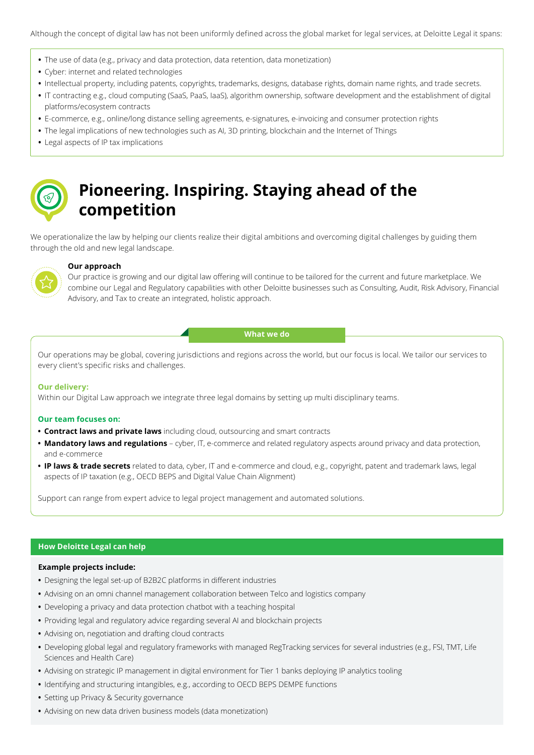Although the concept of digital law has not been uniformly defined across the global market for legal services, at Deloitte Legal it spans:

- The use of data (e.g., privacy and data protection, data retention, data monetization)
- Cyber: internet and related technologies
- Intellectual property, including patents, copyrights, trademarks, designs, database rights, domain name rights, and trade secrets.
- IT contracting e.g., cloud computing (SaaS, PaaS, IaaS), algorithm ownership, software development and the establishment of digital platforms/ecosystem contracts
- E-commerce, e.g., online/long distance selling agreements, e-signatures, e-invoicing and consumer protection rights
- The legal implications of new technologies such as AI, 3D printing, blockchain and the Internet of Things
- Legal aspects of IP tax implications

# Pioneering. Inspiring. Staying ahead of the competition

We operationalize the law by helping our clients realize their digital ambitions and overcoming digital challenges by guiding them through the old and new legal landscape.

**Our approach**

Our practice is growing and our digital law offering will continue to be tailored for the current and future marketplace. We combine our Legal and Regulatory capabilities with other Deloitte businesses such as Consulting, Audit, Risk Advisory, Financial Advisory, and Tax to create an integrated, holistic approach.

## What we do

Our operations may be global, covering jurisdictions and regions across the world, but our focus is local. We tailor our services to every client's specific risks and challenges.

**Our delivery:**

Within our Digital Law approach we integrate three legal domains by setting up multi disciplinary teams.

**Our team focuses on:**

- **Contract laws and private laws** including cloud, outsourcing and smart contracts
- **Mandatory laws and regulations** – cyber, IT, e-commerce and related regulatory aspects around privacy and data protection, and e-commerce
- **IP laws & trade secrets** related to data, cyber, IT and e-commerce and cloud, e.g., copyright, patent and trademark laws, legal aspects of IP taxation (e.g., OECD BEPS and Digital Value Chain Alignment)

Support can range from expert advice to legal project management and automated solutions.

## How Deloitte Legal can help

**Example projects include:**

- Designing the legal set-up of B2B2C platforms in different industries
- Advising on an omni channel management collaboration between Telco and logistics company
- Developing a privacy and data protection chatbot with a teaching hospital
- Providing legal and regulatory advice regarding several AI and blockchain projects
- Advising on, negotiation and drafting cloud contracts
- Developing global legal and regulatory frameworks with managed RegTracking services for several industries (e.g., FSI, TMT, Life Sciences and Health Care)
- Advising on strategic IP management in digital environment for Tier 1 banks deploying IP analytics tooling
- Identifying and structuring intangibles, e.g., according to OECD BEPS DEMPE functions
- Setting up Privacy & Security governance
- Advising on new data driven business models (data monetization)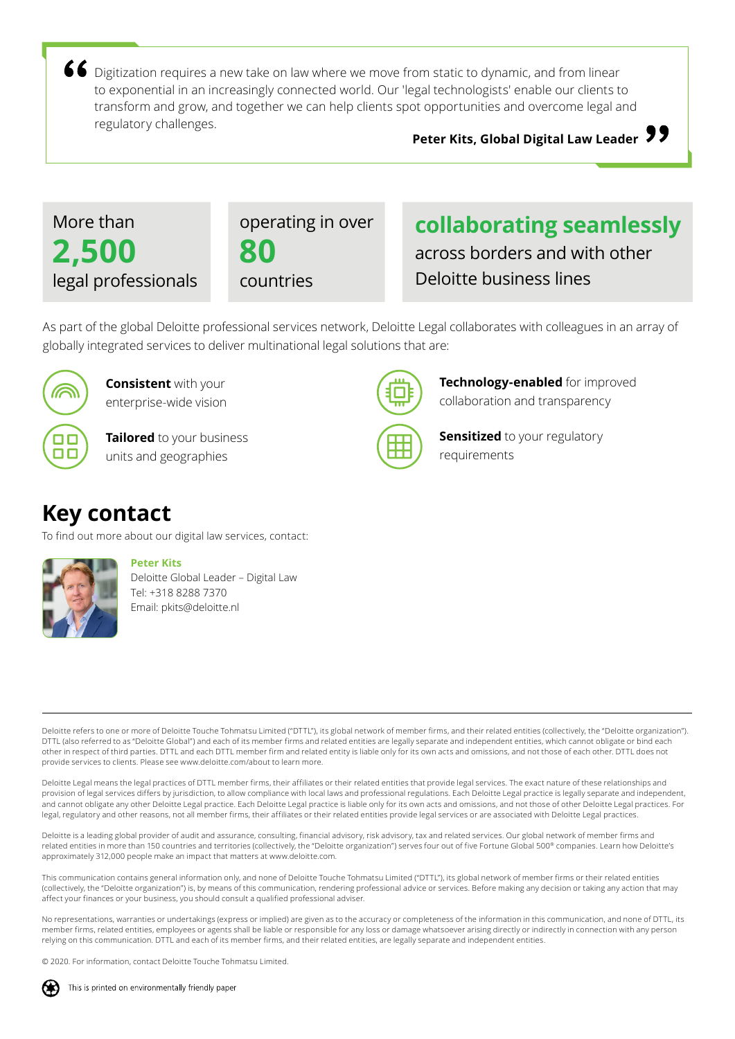> Digitization requires a new take on law where we move from static to dynamic, and from linear to exponential in an increasingly connected world. Our 'legal technologists' enable our clients to transform and grow, and together we can help clients spot opportunities and overcome legal and regulatory challenges.
>
> **Peter Kits, Global Digital Law Leader**

More than **2,500** legal professionals

operating in over **80** countries

**collaborating seamlessly** across borders and with other Deloitte business lines

As part of the global Deloitte professional services network, Deloitte Legal collaborates with colleagues in an array of globally integrated services to deliver multinational legal solutions that are:

- **Consistent** with your enterprise-wide vision
- **Tailored** to your business units and geographies
- **Technology-enabled** for improved collaboration and transparency
- **Sensitized** to your regulatory requirements

## Key contact

To find out more about our digital law services, contact:

**Peter Kits**
Deloitte Global Leader – Digital Law
Tel: +318 8288 7370
Email: pkits@deloitte.nl

Deloitte refers to one or more of Deloitte Touche Tohmatsu Limited ("DTTL"), its global network of member firms, and their related entities (collectively, the "Deloitte organization"). DTTL (also referred to as "Deloitte Global") and each of its member firms and related entities are legally separate and independent entities, which cannot obligate or bind each other in respect of third parties. DTTL and each DTTL member firm and related entity is liable only for its own acts and omissions, and not those of each other. DTTL does not provide services to clients. Please see www.deloitte.com/about to learn more.

Deloitte Legal means the legal practices of DTTL member firms, their affiliates or their related entities that provide legal services. The exact nature of these relationships and provision of legal services differs by jurisdiction, to allow compliance with local laws and professional regulations. Each Deloitte Legal practice is legally separate and independent, and cannot obligate any other Deloitte Legal practice. Each Deloitte Legal practice is liable only for its own acts and omissions, and not those of other Deloitte Legal practices. For legal, regulatory and other reasons, not all member firms, their affiliates or their related entities provide legal services or are associated with Deloitte Legal practices.

Deloitte is a leading global provider of audit and assurance, consulting, financial advisory, risk advisory, tax and related services. Our global network of member firms and related entities in more than 150 countries and territories (collectively, the "Deloitte organization") serves four out of five Fortune Global 500® companies. Learn how Deloitte's approximately 312,000 people make an impact that matters at www.deloitte.com.

This communication contains general information only, and none of Deloitte Touche Tohmatsu Limited ("DTTL"), its global network of member firms or their related entities (collectively, the "Deloitte organization") is, by means of this communication, rendering professional advice or services. Before making any decision or taking any action that may affect your finances or your business, you should consult a qualified professional adviser.

No representations, warranties or undertakings (express or implied) are given as to the accuracy or completeness of the information in this communication, and none of DTTL, its member firms, related entities, employees or agents shall be liable or responsible for any loss or damage whatsoever arising directly or indirectly in connection with any person relying on this communication. DTTL and each of its member firms, and their related entities, are legally separate and independent entities.

© 2020. For information, contact Deloitte Touche Tohmatsu Limited.

This is printed on environmentally friendly paper